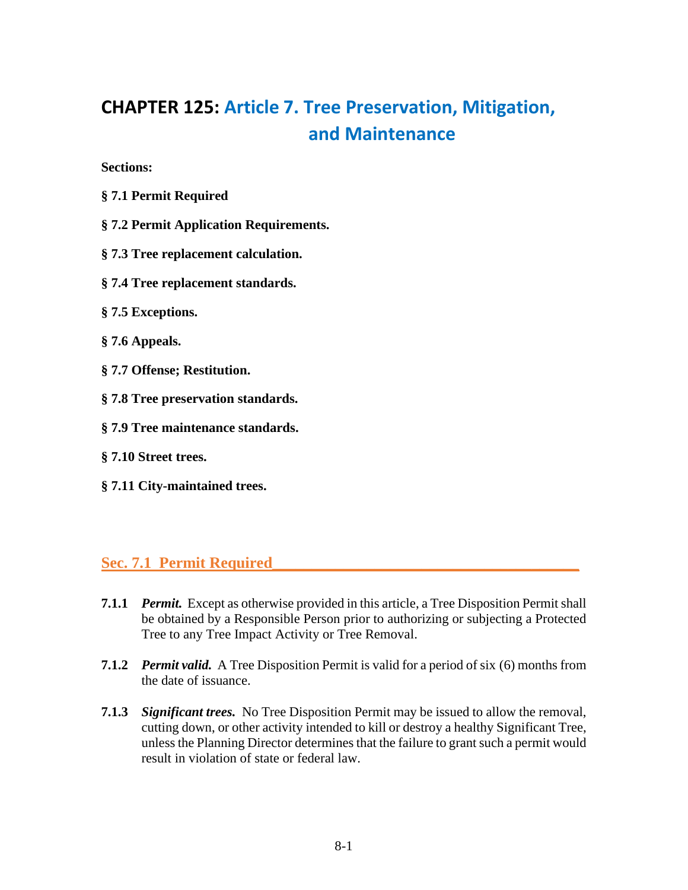# CHAPTER 125: Article 7. Tree Preservation, Mitigation, and Maintenance

**Sections:**

**§ 7.1 Permit Required**

**§ 7.2 Permit Application Requirements.**

**§ 7.3 Tree replacement calculation.**

**§ 7.4 Tree replacement standards.**

**§ 7.5 Exceptions.**

**§ 7.6 Appeals.**

**§ 7.7 Offense; Restitution.**

**§ 7.8 Tree preservation standards.**

**§ 7.9 Tree maintenance standards.**

**§ 7.10 Street trees.**

**§ 7.11 City-maintained trees.**

## Sec. 7.1 Permit Required

**7.1.1** ***Permit.*** Except as otherwise provided in this article, a Tree Disposition Permit shall be obtained by a Responsible Person prior to authorizing or subjecting a Protected Tree to any Tree Impact Activity or Tree Removal.

**7.1.2** ***Permit valid.*** A Tree Disposition Permit is valid for a period of six (6) months from the date of issuance.

**7.1.3** ***Significant trees.*** No Tree Disposition Permit may be issued to allow the removal, cutting down, or other activity intended to kill or destroy a healthy Significant Tree, unless the Planning Director determines that the failure to grant such a permit would result in violation of state or federal law.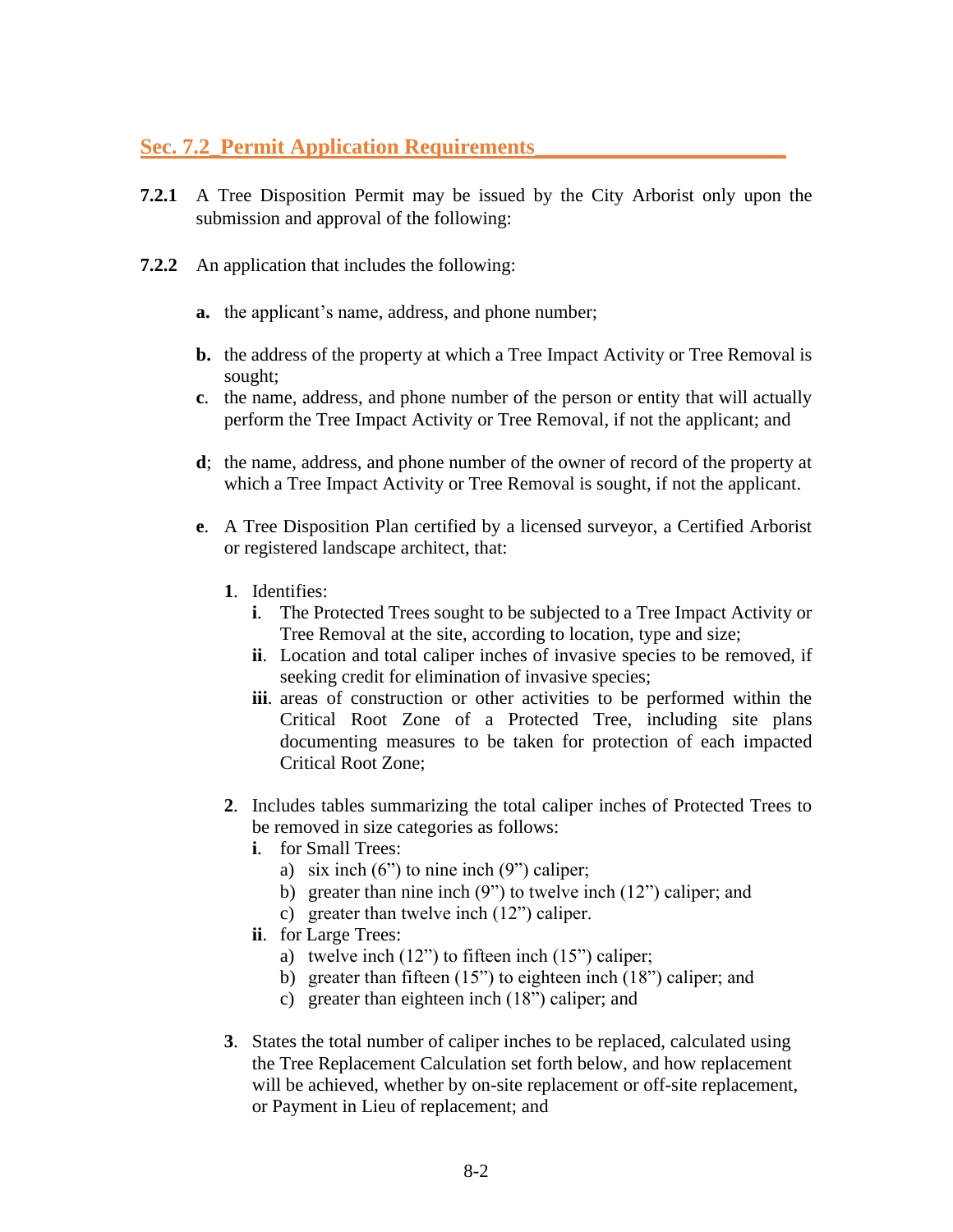## Sec. 7.2 Permit Application Requirements

**7.2.1** A Tree Disposition Permit may be issued by the City Arborist only upon the submission and approval of the following:

**7.2.2** An application that includes the following:

**a.** the applicant's name, address, and phone number;

**b.** the address of the property at which a Tree Impact Activity or Tree Removal is sought;

**c**. the name, address, and phone number of the person or entity that will actually perform the Tree Impact Activity or Tree Removal, if not the applicant; and

**d**; the name, address, and phone number of the owner of record of the property at which a Tree Impact Activity or Tree Removal is sought, if not the applicant.

**e**. A Tree Disposition Plan certified by a licensed surveyor, a Certified Arborist or registered landscape architect, that:

**1**. Identifies:

- **i**. The Protected Trees sought to be subjected to a Tree Impact Activity or Tree Removal at the site, according to location, type and size;
- **ii**. Location and total caliper inches of invasive species to be removed, if seeking credit for elimination of invasive species;
- **iii**. areas of construction or other activities to be performed within the Critical Root Zone of a Protected Tree, including site plans documenting measures to be taken for protection of each impacted Critical Root Zone;

**2**. Includes tables summarizing the total caliper inches of Protected Trees to be removed in size categories as follows:

- **i**. for Small Trees:
  - a) six inch (6") to nine inch (9") caliper;
  - b) greater than nine inch (9") to twelve inch (12") caliper; and
  - c) greater than twelve inch (12") caliper.
- **ii**. for Large Trees:
  - a) twelve inch (12") to fifteen inch (15") caliper;
  - b) greater than fifteen (15") to eighteen inch (18") caliper; and
  - c) greater than eighteen inch (18") caliper; and

**3**. States the total number of caliper inches to be replaced, calculated using the Tree Replacement Calculation set forth below, and how replacement will be achieved, whether by on-site replacement or off-site replacement, or Payment in Lieu of replacement; and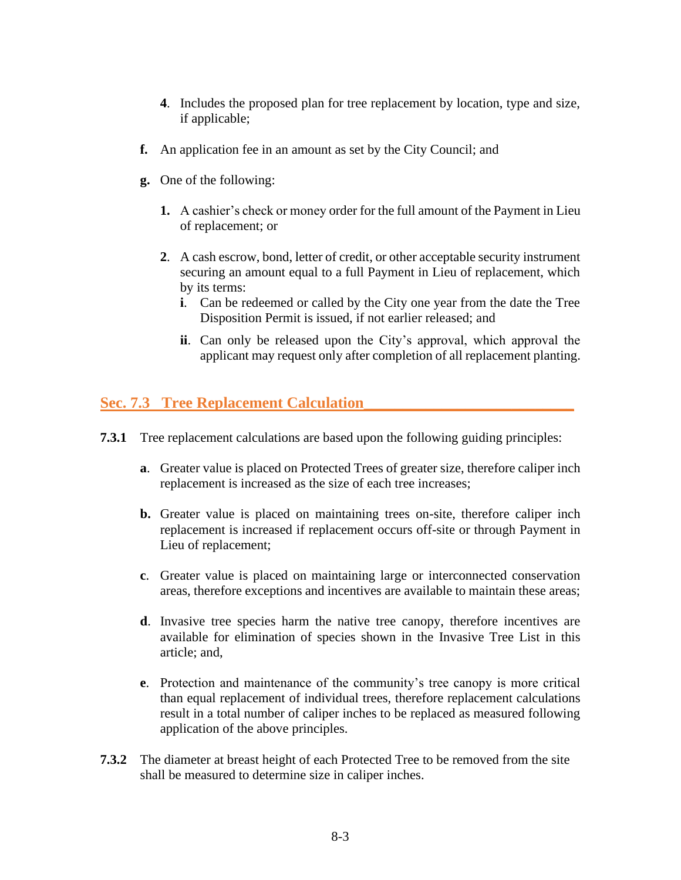4. Includes the proposed plan for tree replacement by location, type and size, if applicable;

**f.** An application fee in an amount as set by the City Council; and

**g.** One of the following:

1. A cashier's check or money order for the full amount of the Payment in Lieu of replacement; or

2. A cash escrow, bond, letter of credit, or other acceptable security instrument securing an amount equal to a full Payment in Lieu of replacement, which by its terms:
   - **i**. Can be redeemed or called by the City one year from the date the Tree Disposition Permit is issued, if not earlier released; and
   - **ii**. Can only be released upon the City's approval, which approval the applicant may request only after completion of all replacement planting.

## Sec. 7.3 Tree Replacement Calculation

**7.3.1** Tree replacement calculations are based upon the following guiding principles:

**a**. Greater value is placed on Protected Trees of greater size, therefore caliper inch replacement is increased as the size of each tree increases;

**b.** Greater value is placed on maintaining trees on-site, therefore caliper inch replacement is increased if replacement occurs off-site or through Payment in Lieu of replacement;

**c**. Greater value is placed on maintaining large or interconnected conservation areas, therefore exceptions and incentives are available to maintain these areas;

**d**. Invasive tree species harm the native tree canopy, therefore incentives are available for elimination of species shown in the Invasive Tree List in this article; and,

**e**. Protection and maintenance of the community's tree canopy is more critical than equal replacement of individual trees, therefore replacement calculations result in a total number of caliper inches to be replaced as measured following application of the above principles.

**7.3.2** The diameter at breast height of each Protected Tree to be removed from the site shall be measured to determine size in caliper inches.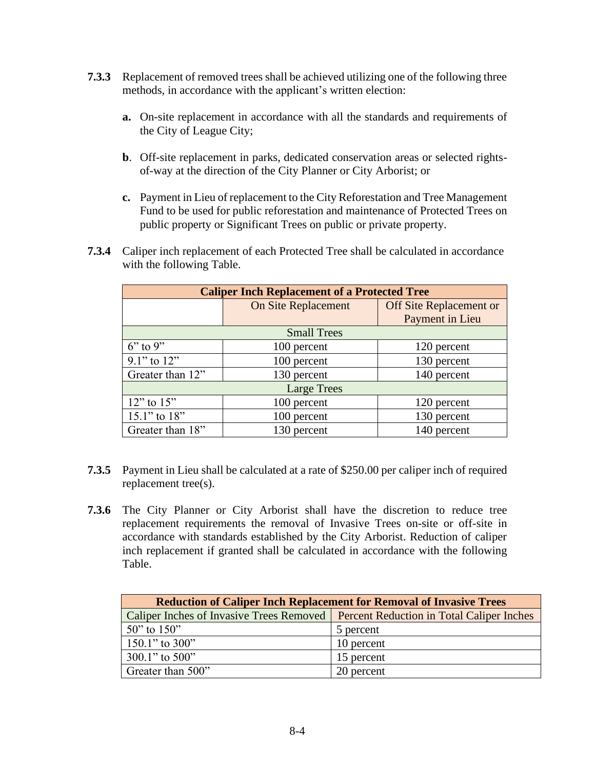**7.3.3** Replacement of removed trees shall be achieved utilizing one of the following three methods, in accordance with the applicant's written election:

**a.** On-site replacement in accordance with all the standards and requirements of the City of League City;

**b**. Off-site replacement in parks, dedicated conservation areas or selected rights-of-way at the direction of the City Planner or City Arborist; or

**c.** Payment in Lieu of replacement to the City Reforestation and Tree Management Fund to be used for public reforestation and maintenance of Protected Trees on public property or Significant Trees on public or private property.

**7.3.4** Caliper inch replacement of each Protected Tree shall be calculated in accordance with the following Table.

| **Caliper Inch Replacement of a Protected Tree** | | |
|---|---|---|
| | On Site Replacement | Off Site Replacement or Payment in Lieu |
| Small Trees | | |
| 6" to 9" | 100 percent | 120 percent |
| 9.1" to 12" | 100 percent | 130 percent |
| Greater than 12" | 130 percent | 140 percent |
| Large Trees | | |
| 12" to 15" | 100 percent | 120 percent |
| 15.1" to 18" | 100 percent | 130 percent |
| Greater than 18" | 130 percent | 140 percent |

**7.3.5** Payment in Lieu shall be calculated at a rate of $250.00 per caliper inch of required replacement tree(s).

**7.3.6** The City Planner or City Arborist shall have the discretion to reduce tree replacement requirements the removal of Invasive Trees on-site or off-site in accordance with standards established by the City Arborist. Reduction of caliper inch replacement if granted shall be calculated in accordance with the following Table.

| **Reduction of Caliper Inch Replacement for Removal of Invasive Trees** | |
|---|---|
| Caliper Inches of Invasive Trees Removed | Percent Reduction in Total Caliper Inches |
| 50" to 150" | 5 percent |
| 150.1" to 300" | 10 percent |
| 300.1" to 500" | 15 percent |
| Greater than 500" | 20 percent |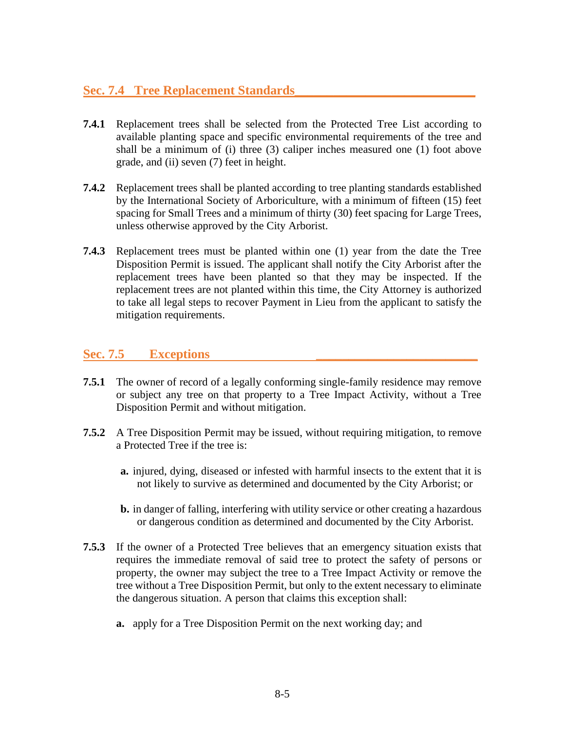## Sec. 7.4 Tree Replacement Standards

**7.4.1** Replacement trees shall be selected from the Protected Tree List according to available planting space and specific environmental requirements of the tree and shall be a minimum of (i) three (3) caliper inches measured one (1) foot above grade, and (ii) seven (7) feet in height.

**7.4.2** Replacement trees shall be planted according to tree planting standards established by the International Society of Arboriculture, with a minimum of fifteen (15) feet spacing for Small Trees and a minimum of thirty (30) feet spacing for Large Trees, unless otherwise approved by the City Arborist.

**7.4.3** Replacement trees must be planted within one (1) year from the date the Tree Disposition Permit is issued. The applicant shall notify the City Arborist after the replacement trees have been planted so that they may be inspected. If the replacement trees are not planted within this time, the City Attorney is authorized to take all legal steps to recover Payment in Lieu from the applicant to satisfy the mitigation requirements.

## Sec. 7.5 Exceptions

**7.5.1** The owner of record of a legally conforming single-family residence may remove or subject any tree on that property to a Tree Impact Activity, without a Tree Disposition Permit and without mitigation.

**7.5.2** A Tree Disposition Permit may be issued, without requiring mitigation, to remove a Protected Tree if the tree is:

- **a.** injured, dying, diseased or infested with harmful insects to the extent that it is not likely to survive as determined and documented by the City Arborist; or

- **b.** in danger of falling, interfering with utility service or other creating a hazardous or dangerous condition as determined and documented by the City Arborist.

**7.5.3** If the owner of a Protected Tree believes that an emergency situation exists that requires the immediate removal of said tree to protect the safety of persons or property, the owner may subject the tree to a Tree Impact Activity or remove the tree without a Tree Disposition Permit, but only to the extent necessary to eliminate the dangerous situation. A person that claims this exception shall:

- **a.** apply for a Tree Disposition Permit on the next working day; and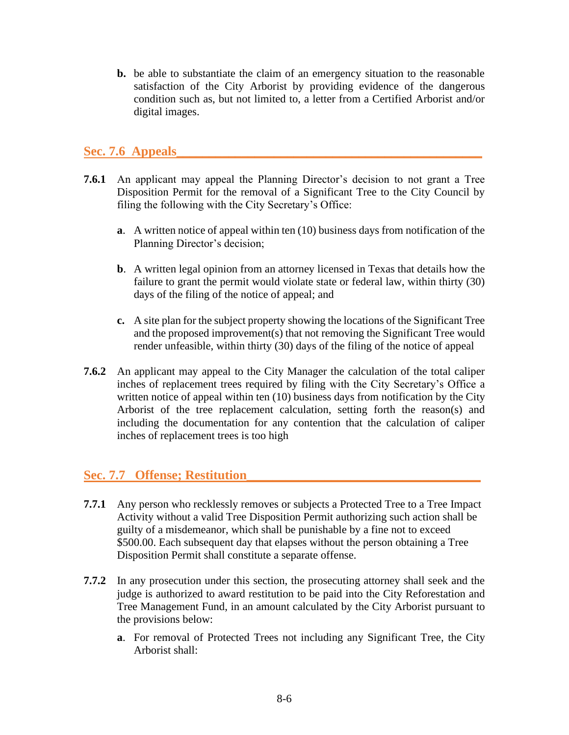**b.** be able to substantiate the claim of an emergency situation to the reasonable satisfaction of the City Arborist by providing evidence of the dangerous condition such as, but not limited to, a letter from a Certified Arborist and/or digital images.

## Sec. 7.6 Appeals

**7.6.1** An applicant may appeal the Planning Director's decision to not grant a Tree Disposition Permit for the removal of a Significant Tree to the City Council by filing the following with the City Secretary's Office:

**a**. A written notice of appeal within ten (10) business days from notification of the Planning Director's decision;

**b**. A written legal opinion from an attorney licensed in Texas that details how the failure to grant the permit would violate state or federal law, within thirty (30) days of the filing of the notice of appeal; and

**c.** A site plan for the subject property showing the locations of the Significant Tree and the proposed improvement(s) that not removing the Significant Tree would render unfeasible, within thirty (30) days of the filing of the notice of appeal

**7.6.2** An applicant may appeal to the City Manager the calculation of the total caliper inches of replacement trees required by filing with the City Secretary's Office a written notice of appeal within ten (10) business days from notification by the City Arborist of the tree replacement calculation, setting forth the reason(s) and including the documentation for any contention that the calculation of caliper inches of replacement trees is too high

## Sec. 7.7 Offense; Restitution

**7.7.1** Any person who recklessly removes or subjects a Protected Tree to a Tree Impact Activity without a valid Tree Disposition Permit authorizing such action shall be guilty of a misdemeanor, which shall be punishable by a fine not to exceed $500.00. Each subsequent day that elapses without the person obtaining a Tree Disposition Permit shall constitute a separate offense.

**7.7.2** In any prosecution under this section, the prosecuting attorney shall seek and the judge is authorized to award restitution to be paid into the City Reforestation and Tree Management Fund, in an amount calculated by the City Arborist pursuant to the provisions below:

**a**. For removal of Protected Trees not including any Significant Tree, the City Arborist shall: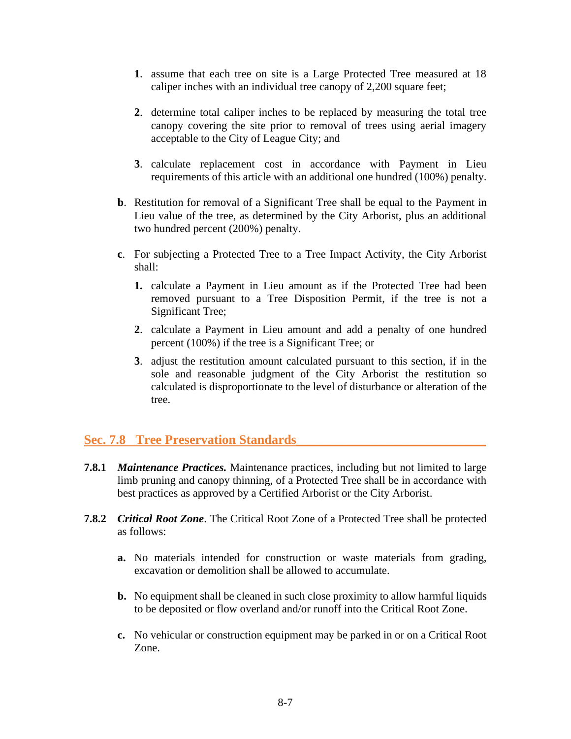**1**. assume that each tree on site is a Large Protected Tree measured at 18 caliper inches with an individual tree canopy of 2,200 square feet;

**2**. determine total caliper inches to be replaced by measuring the total tree canopy covering the site prior to removal of trees using aerial imagery acceptable to the City of League City; and

**3**. calculate replacement cost in accordance with Payment in Lieu requirements of this article with an additional one hundred (100%) penalty.

**b**. Restitution for removal of a Significant Tree shall be equal to the Payment in Lieu value of the tree, as determined by the City Arborist, plus an additional two hundred percent (200%) penalty.

**c**. For subjecting a Protected Tree to a Tree Impact Activity, the City Arborist shall:

**1.** calculate a Payment in Lieu amount as if the Protected Tree had been removed pursuant to a Tree Disposition Permit, if the tree is not a Significant Tree;

**2**. calculate a Payment in Lieu amount and add a penalty of one hundred percent (100%) if the tree is a Significant Tree; or

**3**. adjust the restitution amount calculated pursuant to this section, if in the sole and reasonable judgment of the City Arborist the restitution so calculated is disproportionate to the level of disturbance or alteration of the tree.

## Sec. 7.8 Tree Preservation Standards

**7.8.1** ***Maintenance Practices.*** Maintenance practices, including but not limited to large limb pruning and canopy thinning, of a Protected Tree shall be in accordance with best practices as approved by a Certified Arborist or the City Arborist.

**7.8.2** ***Critical Root Zone***. The Critical Root Zone of a Protected Tree shall be protected as follows:

**a.** No materials intended for construction or waste materials from grading, excavation or demolition shall be allowed to accumulate.

**b.** No equipment shall be cleaned in such close proximity to allow harmful liquids to be deposited or flow overland and/or runoff into the Critical Root Zone.

**c.** No vehicular or construction equipment may be parked in or on a Critical Root Zone.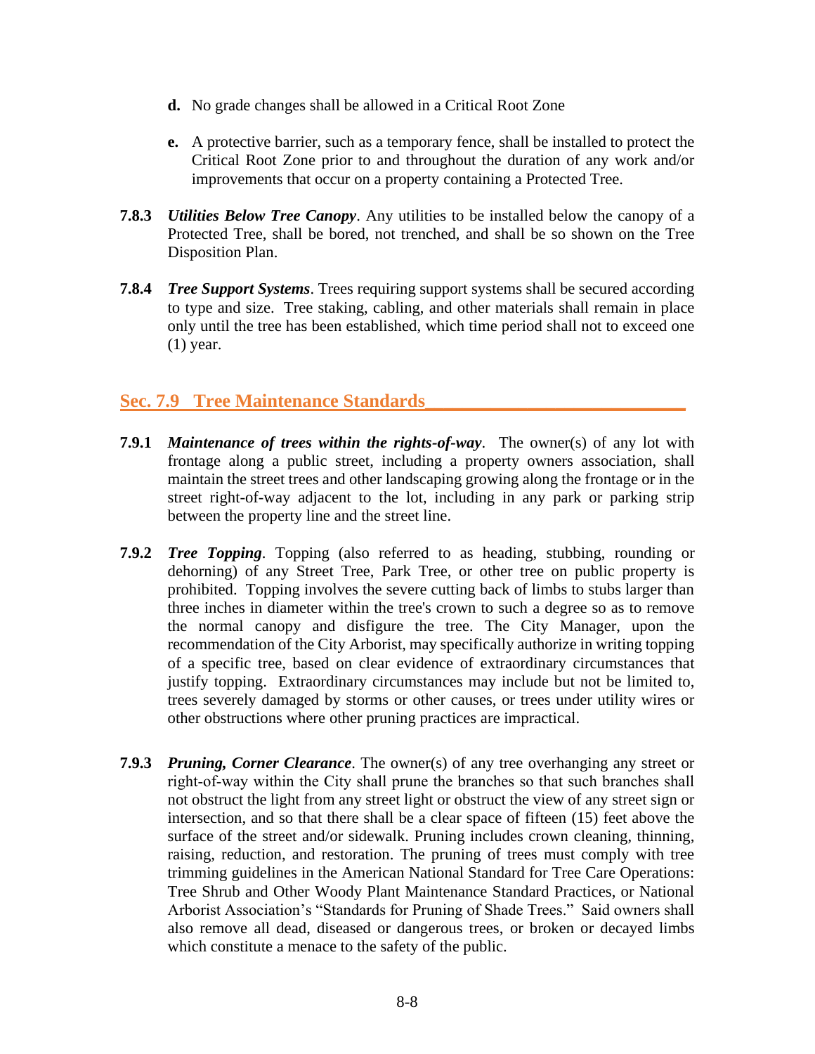**d.** No grade changes shall be allowed in a Critical Root Zone

**e.** A protective barrier, such as a temporary fence, shall be installed to protect the Critical Root Zone prior to and throughout the duration of any work and/or improvements that occur on a property containing a Protected Tree.

**7.8.3** ***Utilities Below Tree Canopy***. Any utilities to be installed below the canopy of a Protected Tree, shall be bored, not trenched, and shall be so shown on the Tree Disposition Plan.

**7.8.4** ***Tree Support Systems***. Trees requiring support systems shall be secured according to type and size. Tree staking, cabling, and other materials shall remain in place only until the tree has been established, which time period shall not to exceed one (1) year.

## Sec. 7.9 Tree Maintenance Standards

**7.9.1** ***Maintenance of trees within the rights-of-way***. The owner(s) of any lot with frontage along a public street, including a property owners association, shall maintain the street trees and other landscaping growing along the frontage or in the street right-of-way adjacent to the lot, including in any park or parking strip between the property line and the street line.

**7.9.2** ***Tree Topping***. Topping (also referred to as heading, stubbing, rounding or dehorning) of any Street Tree, Park Tree, or other tree on public property is prohibited. Topping involves the severe cutting back of limbs to stubs larger than three inches in diameter within the tree's crown to such a degree so as to remove the normal canopy and disfigure the tree. The City Manager, upon the recommendation of the City Arborist, may specifically authorize in writing topping of a specific tree, based on clear evidence of extraordinary circumstances that justify topping. Extraordinary circumstances may include but not be limited to, trees severely damaged by storms or other causes, or trees under utility wires or other obstructions where other pruning practices are impractical.

**7.9.3** ***Pruning, Corner Clearance***. The owner(s) of any tree overhanging any street or right-of-way within the City shall prune the branches so that such branches shall not obstruct the light from any street light or obstruct the view of any street sign or intersection, and so that there shall be a clear space of fifteen (15) feet above the surface of the street and/or sidewalk. Pruning includes crown cleaning, thinning, raising, reduction, and restoration. The pruning of trees must comply with tree trimming guidelines in the American National Standard for Tree Care Operations: Tree Shrub and Other Woody Plant Maintenance Standard Practices, or National Arborist Association's "Standards for Pruning of Shade Trees." Said owners shall also remove all dead, diseased or dangerous trees, or broken or decayed limbs which constitute a menace to the safety of the public.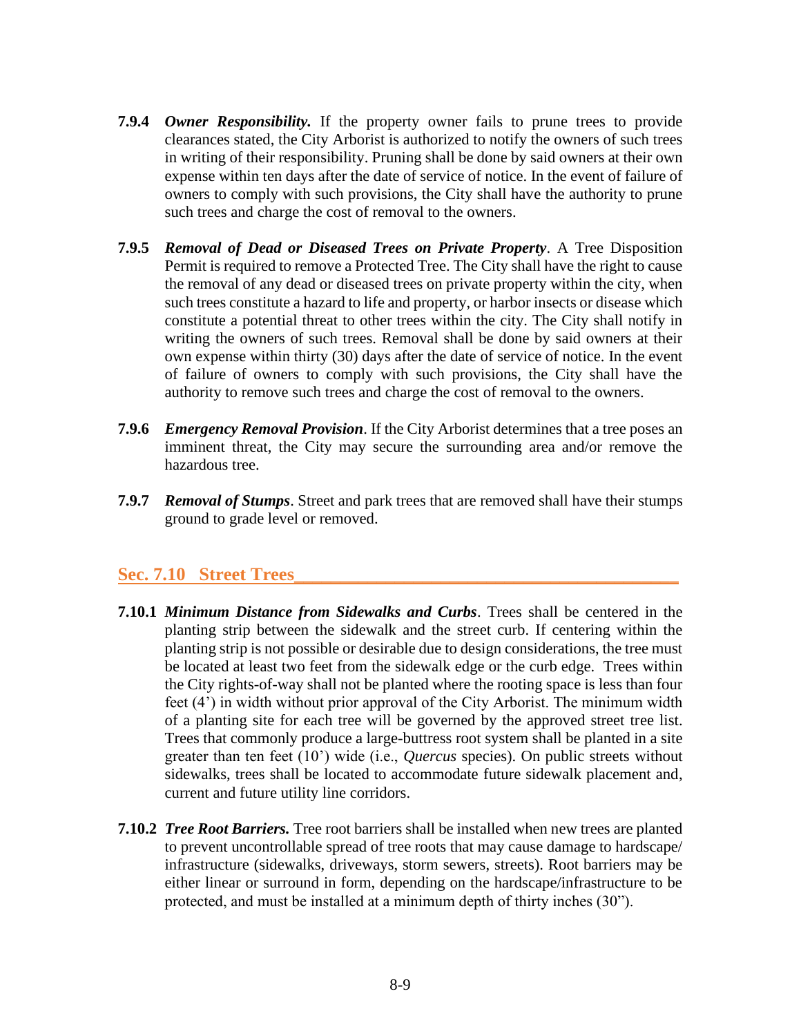**7.9.4** ***Owner Responsibility.*** If the property owner fails to prune trees to provide clearances stated, the City Arborist is authorized to notify the owners of such trees in writing of their responsibility. Pruning shall be done by said owners at their own expense within ten days after the date of service of notice. In the event of failure of owners to comply with such provisions, the City shall have the authority to prune such trees and charge the cost of removal to the owners.

**7.9.5** ***Removal of Dead or Diseased Trees on Private Property***. A Tree Disposition Permit is required to remove a Protected Tree. The City shall have the right to cause the removal of any dead or diseased trees on private property within the city, when such trees constitute a hazard to life and property, or harbor insects or disease which constitute a potential threat to other trees within the city. The City shall notify in writing the owners of such trees. Removal shall be done by said owners at their own expense within thirty (30) days after the date of service of notice. In the event of failure of owners to comply with such provisions, the City shall have the authority to remove such trees and charge the cost of removal to the owners.

**7.9.6** ***Emergency Removal Provision***. If the City Arborist determines that a tree poses an imminent threat, the City may secure the surrounding area and/or remove the hazardous tree.

**7.9.7** ***Removal of Stumps***. Street and park trees that are removed shall have their stumps ground to grade level or removed.

## Sec. 7.10 Street Trees

**7.10.1** ***Minimum Distance from Sidewalks and Curbs***. Trees shall be centered in the planting strip between the sidewalk and the street curb. If centering within the planting strip is not possible or desirable due to design considerations, the tree must be located at least two feet from the sidewalk edge or the curb edge. Trees within the City rights-of-way shall not be planted where the rooting space is less than four feet (4') in width without prior approval of the City Arborist. The minimum width of a planting site for each tree will be governed by the approved street tree list. Trees that commonly produce a large-buttress root system shall be planted in a site greater than ten feet (10') wide (i.e., *Quercus* species). On public streets without sidewalks, trees shall be located to accommodate future sidewalk placement and, current and future utility line corridors.

**7.10.2** ***Tree Root Barriers.*** Tree root barriers shall be installed when new trees are planted to prevent uncontrollable spread of tree roots that may cause damage to hardscape/ infrastructure (sidewalks, driveways, storm sewers, streets). Root barriers may be either linear or surround in form, depending on the hardscape/infrastructure to be protected, and must be installed at a minimum depth of thirty inches (30").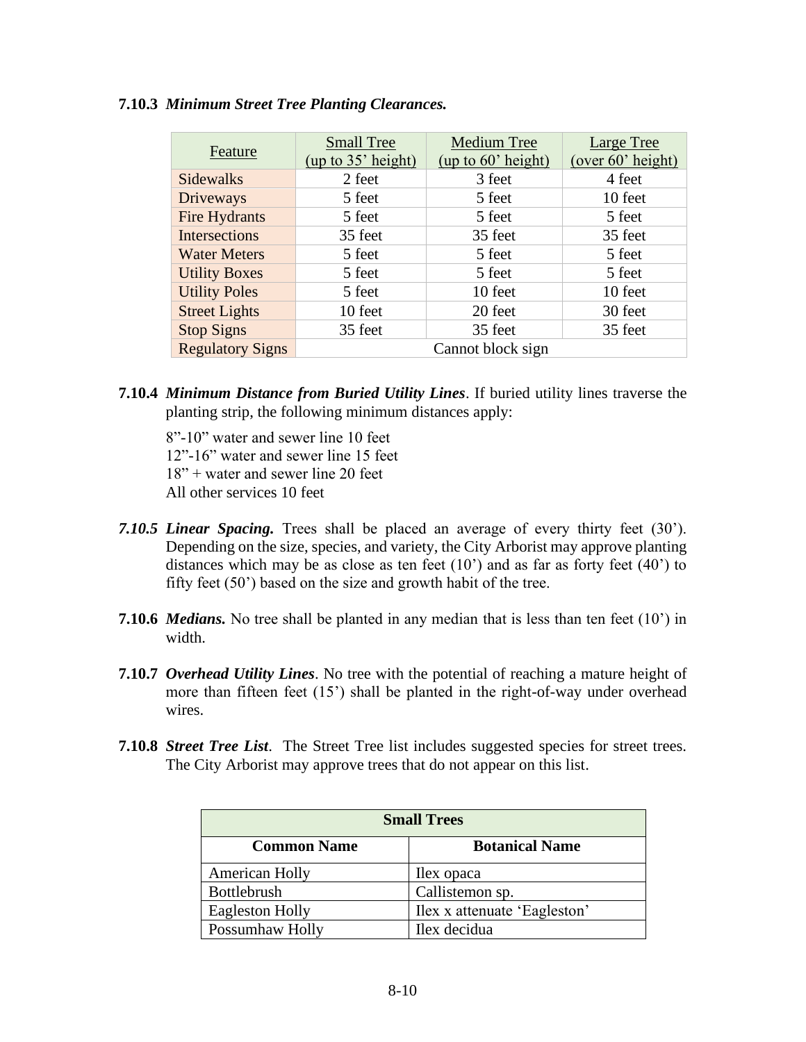**7.10.3** ***Minimum Street Tree Planting Clearances.***

| Feature | Small Tree (up to 35' height) | Medium Tree (up to 60' height) | Large Tree (over 60' height) |
|---|---|---|---|
| Sidewalks | 2 feet | 3 feet | 4 feet |
| Driveways | 5 feet | 5 feet | 10 feet |
| Fire Hydrants | 5 feet | 5 feet | 5 feet |
| Intersections | 35 feet | 35 feet | 35 feet |
| Water Meters | 5 feet | 5 feet | 5 feet |
| Utility Boxes | 5 feet | 5 feet | 5 feet |
| Utility Poles | 5 feet | 10 feet | 10 feet |
| Street Lights | 10 feet | 20 feet | 30 feet |
| Stop Signs | 35 feet | 35 feet | 35 feet |
| Regulatory Signs | Cannot block sign | | |

**7.10.4** ***Minimum Distance from Buried Utility Lines***. If buried utility lines traverse the planting strip, the following minimum distances apply:

8"-10" water and sewer line 10 feet
12"-16" water and sewer line 15 feet
18" + water and sewer line 20 feet
All other services 10 feet

***7.10.5 Linear Spacing.*** Trees shall be placed an average of every thirty feet (30'). Depending on the size, species, and variety, the City Arborist may approve planting distances which may be as close as ten feet (10') and as far as forty feet (40') to fifty feet (50') based on the size and growth habit of the tree.

**7.10.6** ***Medians.*** No tree shall be planted in any median that is less than ten feet (10') in width.

**7.10.7** ***Overhead Utility Lines***. No tree with the potential of reaching a mature height of more than fifteen feet (15') shall be planted in the right-of-way under overhead wires.

**7.10.8** ***Street Tree List***. The Street Tree list includes suggested species for street trees. The City Arborist may approve trees that do not appear on this list.

| **Small Trees** | |
|---|---|
| **Common Name** | **Botanical Name** |
| American Holly | Ilex opaca |
| Bottlebrush | Callistemon sp. |
| Eagleston Holly | Ilex x attenuate 'Eagleston' |
| Possumhaw Holly | Ilex decidua |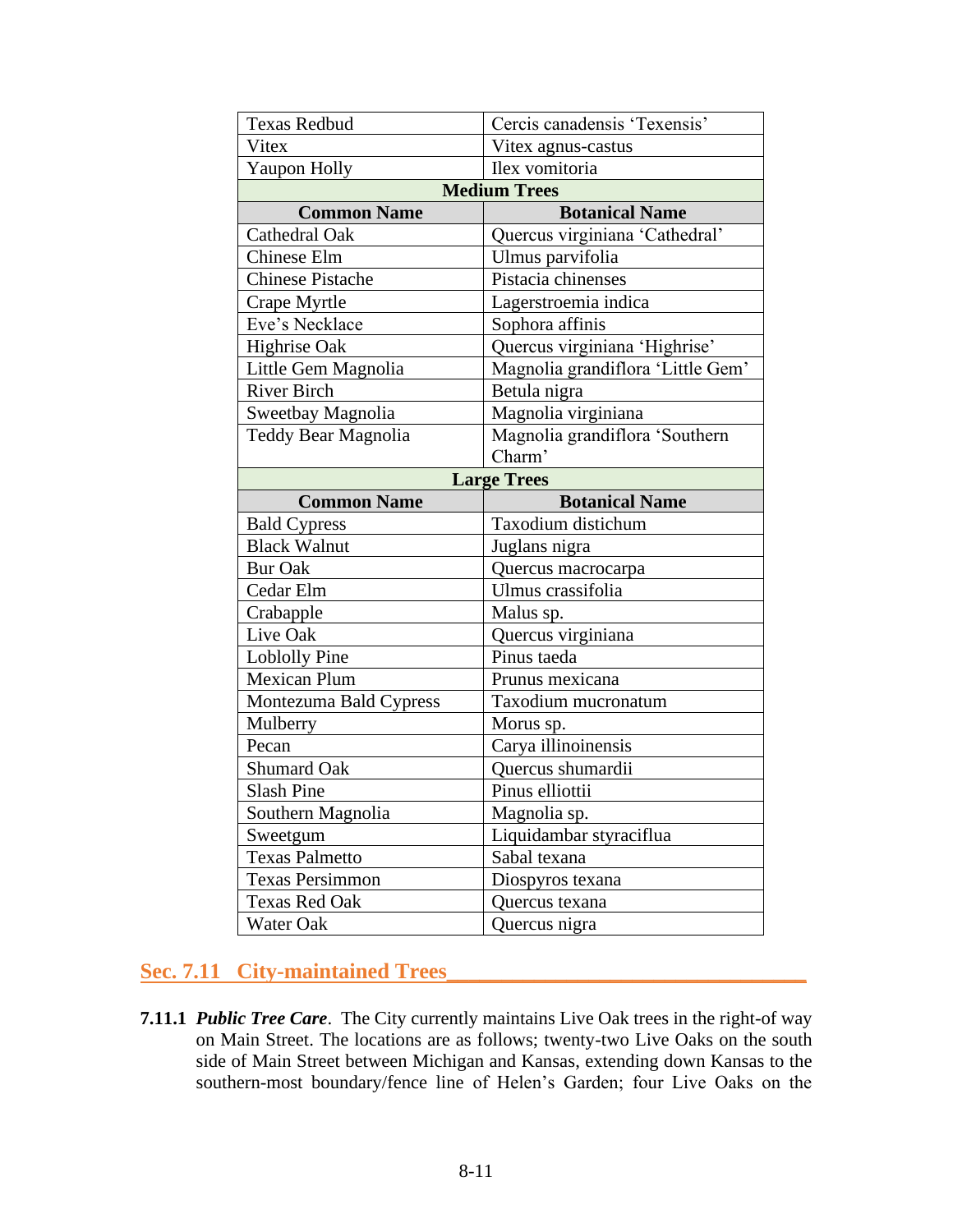| Common Name | Botanical Name |
|---|---|
| Texas Redbud | Cercis canadensis ‘Texensis’ |
| Vitex | Vitex agnus-castus |
| Yaupon Holly | Ilex vomitoria |
| **Medium Trees** | |
| **Common Name** | **Botanical Name** |
| Cathedral Oak | Quercus virginiana ‘Cathedral’ |
| Chinese Elm | Ulmus parvifolia |
| Chinese Pistache | Pistacia chinenses |
| Crape Myrtle | Lagerstroemia indica |
| Eve’s Necklace | Sophora affinis |
| Highrise Oak | Quercus virginiana ‘Highrise’ |
| Little Gem Magnolia | Magnolia grandiflora ‘Little Gem’ |
| River Birch | Betula nigra |
| Sweetbay Magnolia | Magnolia virginiana |
| Teddy Bear Magnolia | Magnolia grandiflora ‘Southern Charm’ |
| **Large Trees** | |
| **Common Name** | **Botanical Name** |
| Bald Cypress | Taxodium distichum |
| Black Walnut | Juglans nigra |
| Bur Oak | Quercus macrocarpa |
| Cedar Elm | Ulmus crassifolia |
| Crabapple | Malus sp. |
| Live Oak | Quercus virginiana |
| Loblolly Pine | Pinus taeda |
| Mexican Plum | Prunus mexicana |
| Montezuma Bald Cypress | Taxodium mucronatum |
| Mulberry | Morus sp. |
| Pecan | Carya illinoinensis |
| Shumard Oak | Quercus shumardii |
| Slash Pine | Pinus elliottii |
| Southern Magnolia | Magnolia sp. |
| Sweetgum | Liquidambar styraciflua |
| Texas Palmetto | Sabal texana |
| Texas Persimmon | Diospyros texana |
| Texas Red Oak | Quercus texana |
| Water Oak | Quercus nigra |

## Sec. 7.11 City-maintained Trees

**7.11.1** ***Public Tree Care***. The City currently maintains Live Oak trees in the right-of way on Main Street. The locations are as follows; twenty-two Live Oaks on the south side of Main Street between Michigan and Kansas, extending down Kansas to the southern-most boundary/fence line of Helen’s Garden; four Live Oaks on the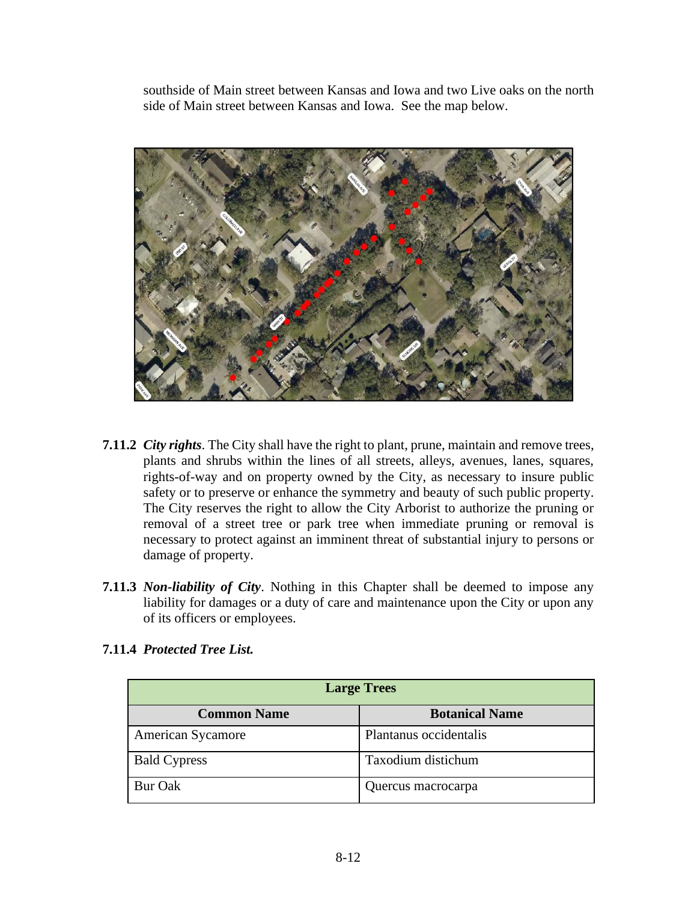southside of Main street between Kansas and Iowa and two Live oaks on the north side of Main street between Kansas and Iowa. See the map below.

**7.11.2** ***City rights***. The City shall have the right to plant, prune, maintain and remove trees, plants and shrubs within the lines of all streets, alleys, avenues, lanes, squares, rights-of-way and on property owned by the City, as necessary to insure public safety or to preserve or enhance the symmetry and beauty of such public property. The City reserves the right to allow the City Arborist to authorize the pruning or removal of a street tree or park tree when immediate pruning or removal is necessary to protect against an imminent threat of substantial injury to persons or damage of property.

**7.11.3** ***Non-liability of City***. Nothing in this Chapter shall be deemed to impose any liability for damages or a duty of care and maintenance upon the City or upon any of its officers or employees.

**7.11.4** ***Protected Tree List.***

| Large Trees | |
|---|---|
| **Common Name** | **Botanical Name** |
| American Sycamore | Plantanus occidentalis |
| Bald Cypress | Taxodium distichum |
| Bur Oak | Quercus macrocarpa |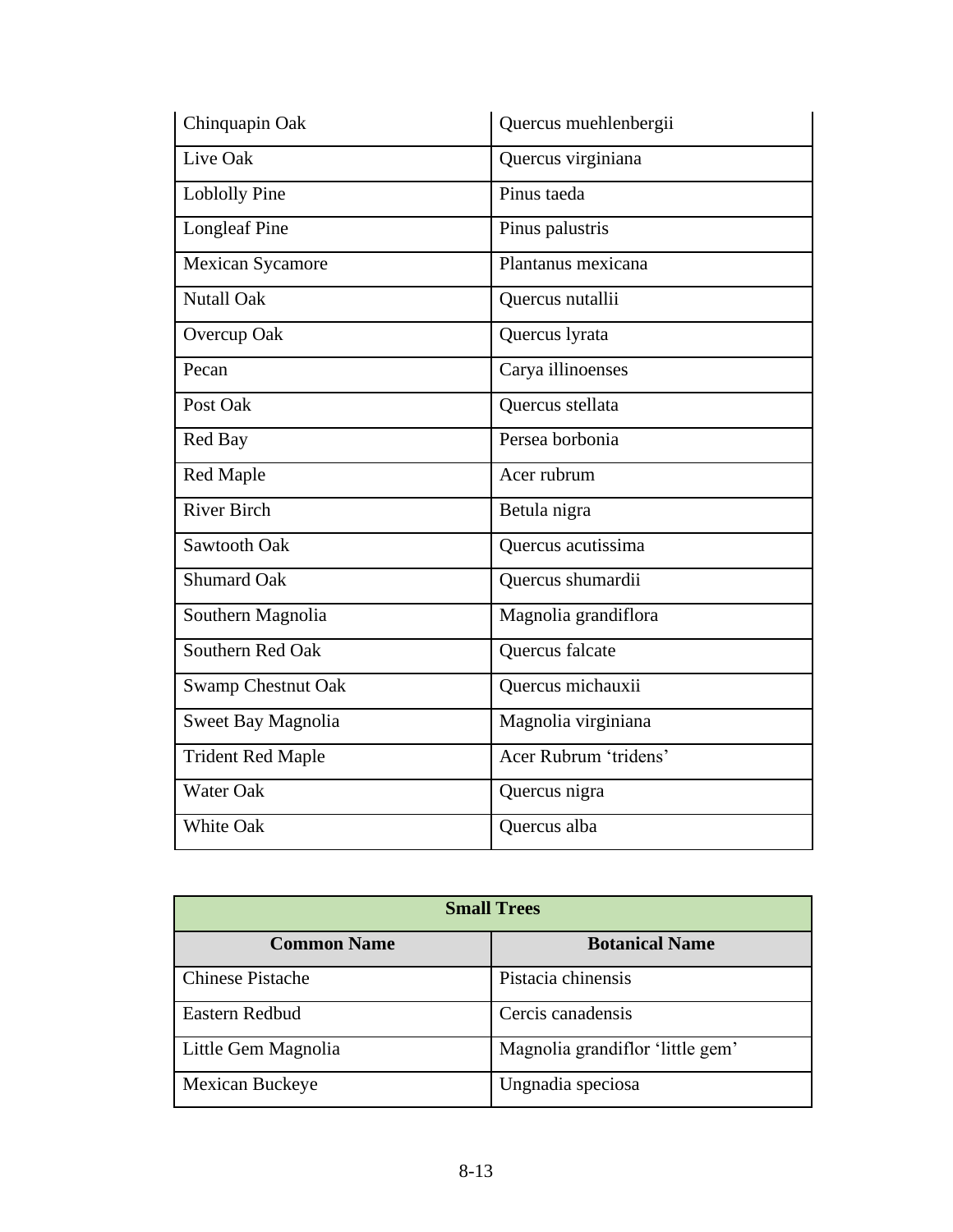| | |
|---|---|
| Chinquapin Oak | Quercus muehlenbergii |
| Live Oak | Quercus virginiana |
| Loblolly Pine | Pinus taeda |
| Longleaf Pine | Pinus palustris |
| Mexican Sycamore | Plantanus mexicana |
| Nutall Oak | Quercus nutallii |
| Overcup Oak | Quercus lyrata |
| Pecan | Carya illinoenses |
| Post Oak | Quercus stellata |
| Red Bay | Persea borbonia |
| Red Maple | Acer rubrum |
| River Birch | Betula nigra |
| Sawtooth Oak | Quercus acutissima |
| Shumard Oak | Quercus shumardii |
| Southern Magnolia | Magnolia grandiflora |
| Southern Red Oak | Quercus falcate |
| Swamp Chestnut Oak | Quercus michauxii |
| Sweet Bay Magnolia | Magnolia virginiana |
| Trident Red Maple | Acer Rubrum 'tridens' |
| Water Oak | Quercus nigra |
| White Oak | Quercus alba |

| **Small Trees** | |
|---|---|
| **Common Name** | **Botanical Name** |
| Chinese Pistache | Pistacia chinensis |
| Eastern Redbud | Cercis canadensis |
| Little Gem Magnolia | Magnolia grandiflor 'little gem' |
| Mexican Buckeye | Ungnadia speciosa |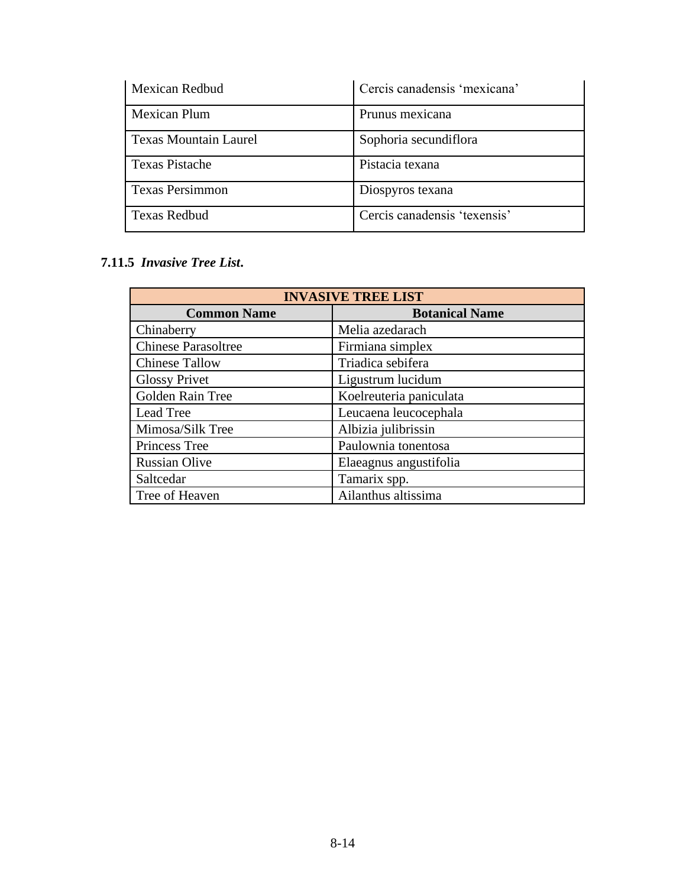| | |
|---|---|
| Mexican Redbud | Cercis canadensis 'mexicana' |
| Mexican Plum | Prunus mexicana |
| Texas Mountain Laurel | Sophoria secundiflora |
| Texas Pistache | Pistacia texana |
| Texas Persimmon | Diospyros texana |
| Texas Redbud | Cercis canadensis 'texensis' |

**7.11.5** ***Invasive Tree List.***

| INVASIVE TREE LIST | |
|---|---|
| **Common Name** | **Botanical Name** |
| Chinaberry | Melia azedarach |
| Chinese Parasoltree | Firmiana simplex |
| Chinese Tallow | Triadica sebifera |
| Glossy Privet | Ligustrum lucidum |
| Golden Rain Tree | Koelreuteria paniculata |
| Lead Tree | Leucaena leucocephala |
| Mimosa/Silk Tree | Albizia julibrissin |
| Princess Tree | Paulownia tonentosa |
| Russian Olive | Elaeagnus angustifolia |
| Saltcedar | Tamarix spp. |
| Tree of Heaven | Ailanthus altissima |